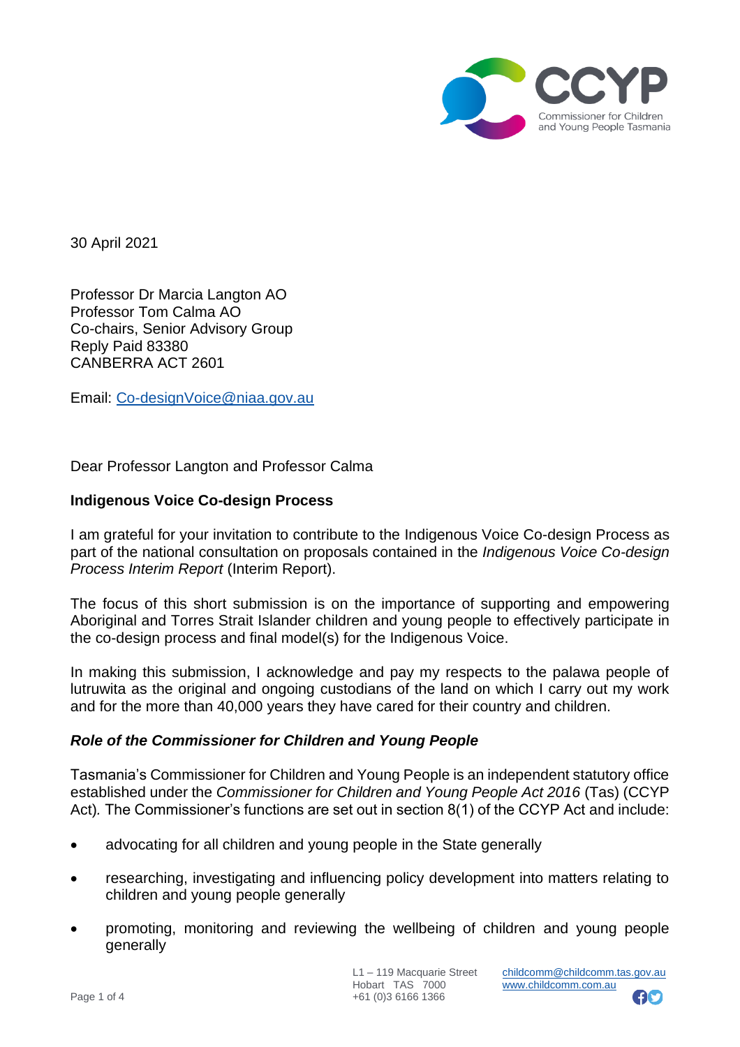30 April 2021

Professor Dr Marcia Langton AO
Professor Tom Calma AO
Co-chairs, Senior Advisory Group
Reply Paid 83380
CANBERRA ACT 2601

Email: Co-designVoice@niaa.gov.au

Dear Professor Langton and Professor Calma

**Indigenous Voice Co-design Process**

I am grateful for your invitation to contribute to the Indigenous Voice Co-design Process as part of the national consultation on proposals contained in the *Indigenous Voice Co-design Process Interim Report* (Interim Report).

The focus of this short submission is on the importance of supporting and empowering Aboriginal and Torres Strait Islander children and young people to effectively participate in the co-design process and final model(s) for the Indigenous Voice.

In making this submission, I acknowledge and pay my respects to the palawa people of lutruwita as the original and ongoing custodians of the land on which I carry out my work and for the more than 40,000 years they have cared for their country and children.

***Role of the Commissioner for Children and Young People***

Tasmania's Commissioner for Children and Young People is an independent statutory office established under the *Commissioner for Children and Young People Act 2016* (Tas) (CCYP Act). The Commissioner's functions are set out in section 8(1) of the CCYP Act and include:

- advocating for all children and young people in the State generally
- researching, investigating and influencing policy development into matters relating to children and young people generally
- promoting, monitoring and reviewing the wellbeing of children and young people generally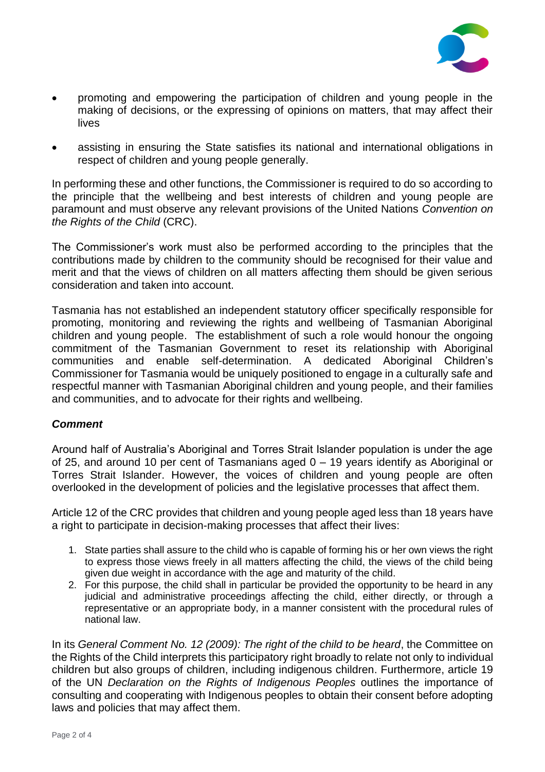- promoting and empowering the participation of children and young people in the making of decisions, or the expressing of opinions on matters, that may affect their lives
- assisting in ensuring the State satisfies its national and international obligations in respect of children and young people generally.

In performing these and other functions, the Commissioner is required to do so according to the principle that the wellbeing and best interests of children and young people are paramount and must observe any relevant provisions of the United Nations *Convention on the Rights of the Child* (CRC).

The Commissioner's work must also be performed according to the principles that the contributions made by children to the community should be recognised for their value and merit and that the views of children on all matters affecting them should be given serious consideration and taken into account.

Tasmania has not established an independent statutory officer specifically responsible for promoting, monitoring and reviewing the rights and wellbeing of Tasmanian Aboriginal children and young people. The establishment of such a role would honour the ongoing commitment of the Tasmanian Government to reset its relationship with Aboriginal communities and enable self-determination. A dedicated Aboriginal Children's Commissioner for Tasmania would be uniquely positioned to engage in a culturally safe and respectful manner with Tasmanian Aboriginal children and young people, and their families and communities, and to advocate for their rights and wellbeing.

***Comment***

Around half of Australia's Aboriginal and Torres Strait Islander population is under the age of 25, and around 10 per cent of Tasmanians aged 0 – 19 years identify as Aboriginal or Torres Strait Islander. However, the voices of children and young people are often overlooked in the development of policies and the legislative processes that affect them.

Article 12 of the CRC provides that children and young people aged less than 18 years have a right to participate in decision-making processes that affect their lives:

1. State parties shall assure to the child who is capable of forming his or her own views the right to express those views freely in all matters affecting the child, the views of the child being given due weight in accordance with the age and maturity of the child.
2. For this purpose, the child shall in particular be provided the opportunity to be heard in any judicial and administrative proceedings affecting the child, either directly, or through a representative or an appropriate body, in a manner consistent with the procedural rules of national law.

In its *General Comment No. 12 (2009): The right of the child to be heard*, the Committee on the Rights of the Child interprets this participatory right broadly to relate not only to individual children but also groups of children, including indigenous children. Furthermore, article 19 of the UN *Declaration on the Rights of Indigenous Peoples* outlines the importance of consulting and cooperating with Indigenous peoples to obtain their consent before adopting laws and policies that may affect them.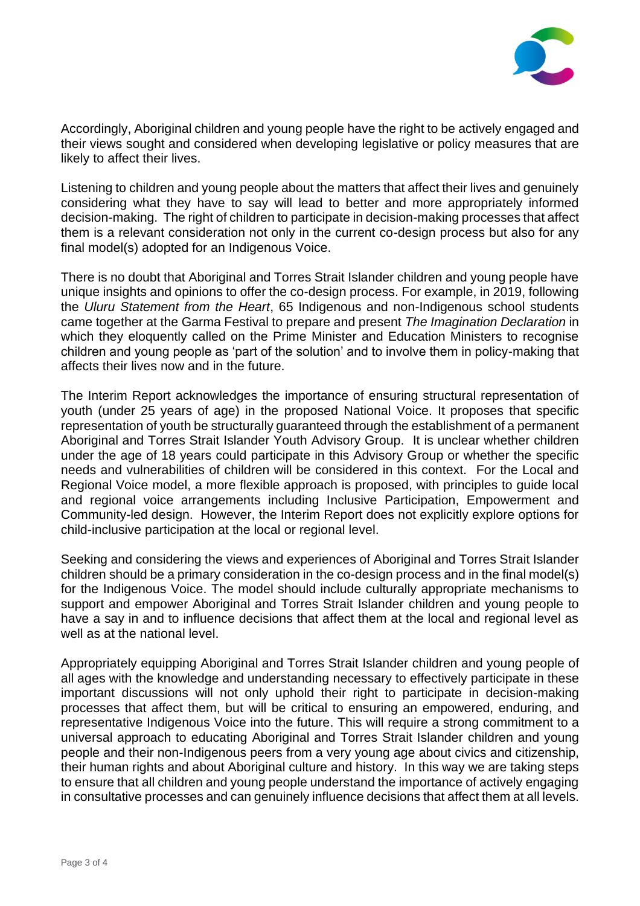Accordingly, Aboriginal children and young people have the right to be actively engaged and their views sought and considered when developing legislative or policy measures that are likely to affect their lives.

Listening to children and young people about the matters that affect their lives and genuinely considering what they have to say will lead to better and more appropriately informed decision-making. The right of children to participate in decision-making processes that affect them is a relevant consideration not only in the current co-design process but also for any final model(s) adopted for an Indigenous Voice.

There is no doubt that Aboriginal and Torres Strait Islander children and young people have unique insights and opinions to offer the co-design process. For example, in 2019, following the *Uluru Statement from the Heart*, 65 Indigenous and non-Indigenous school students came together at the Garma Festival to prepare and present *The Imagination Declaration* in which they eloquently called on the Prime Minister and Education Ministers to recognise children and young people as 'part of the solution' and to involve them in policy-making that affects their lives now and in the future.

The Interim Report acknowledges the importance of ensuring structural representation of youth (under 25 years of age) in the proposed National Voice. It proposes that specific representation of youth be structurally guaranteed through the establishment of a permanent Aboriginal and Torres Strait Islander Youth Advisory Group. It is unclear whether children under the age of 18 years could participate in this Advisory Group or whether the specific needs and vulnerabilities of children will be considered in this context. For the Local and Regional Voice model, a more flexible approach is proposed, with principles to guide local and regional voice arrangements including Inclusive Participation, Empowerment and Community-led design. However, the Interim Report does not explicitly explore options for child-inclusive participation at the local or regional level.

Seeking and considering the views and experiences of Aboriginal and Torres Strait Islander children should be a primary consideration in the co-design process and in the final model(s) for the Indigenous Voice. The model should include culturally appropriate mechanisms to support and empower Aboriginal and Torres Strait Islander children and young people to have a say in and to influence decisions that affect them at the local and regional level as well as at the national level.

Appropriately equipping Aboriginal and Torres Strait Islander children and young people of all ages with the knowledge and understanding necessary to effectively participate in these important discussions will not only uphold their right to participate in decision-making processes that affect them, but will be critical to ensuring an empowered, enduring, and representative Indigenous Voice into the future. This will require a strong commitment to a universal approach to educating Aboriginal and Torres Strait Islander children and young people and their non-Indigenous peers from a very young age about civics and citizenship, their human rights and about Aboriginal culture and history. In this way we are taking steps to ensure that all children and young people understand the importance of actively engaging in consultative processes and can genuinely influence decisions that affect them at all levels.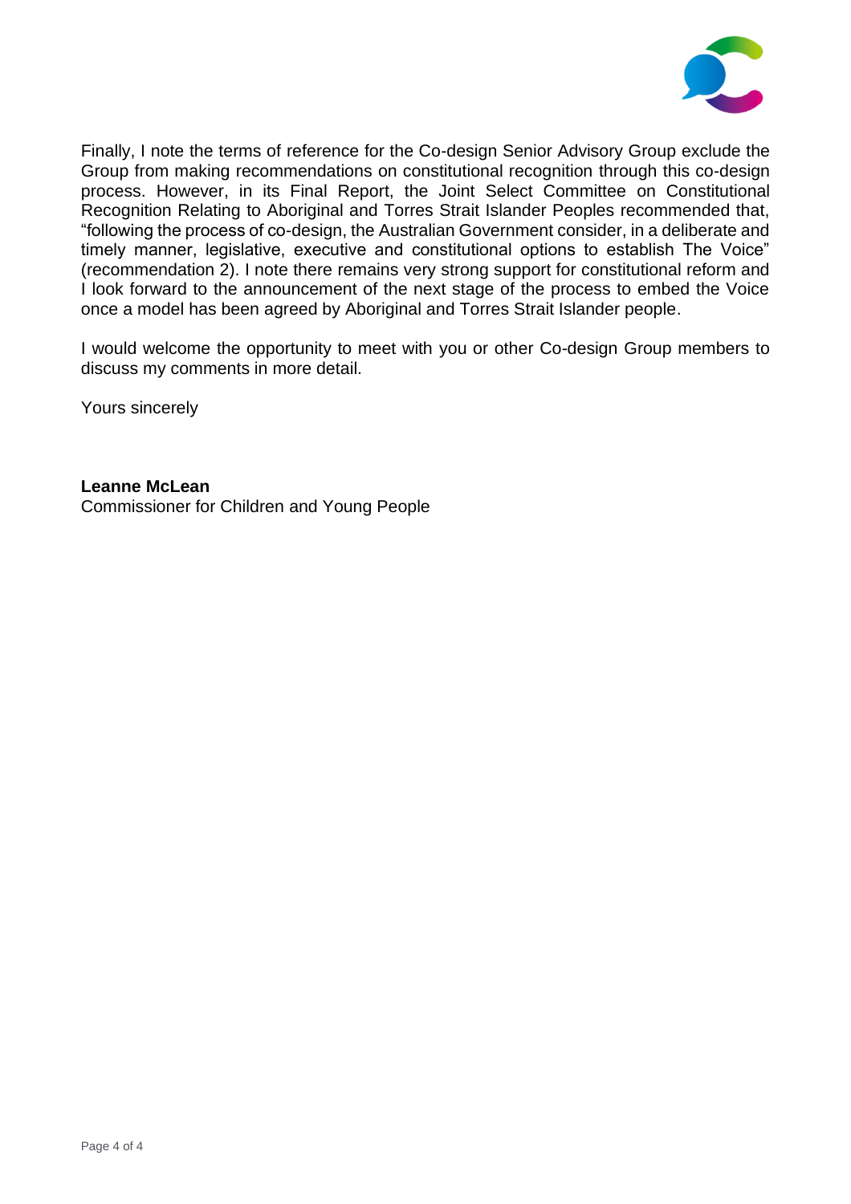Finally, I note the terms of reference for the Co-design Senior Advisory Group exclude the Group from making recommendations on constitutional recognition through this co-design process. However, in its Final Report, the Joint Select Committee on Constitutional Recognition Relating to Aboriginal and Torres Strait Islander Peoples recommended that, "following the process of co-design, the Australian Government consider, in a deliberate and timely manner, legislative, executive and constitutional options to establish The Voice" (recommendation 2). I note there remains very strong support for constitutional reform and I look forward to the announcement of the next stage of the process to embed the Voice once a model has been agreed by Aboriginal and Torres Strait Islander people.

I would welcome the opportunity to meet with you or other Co-design Group members to discuss my comments in more detail.

Yours sincerely

**Leanne McLean**
Commissioner for Children and Young People